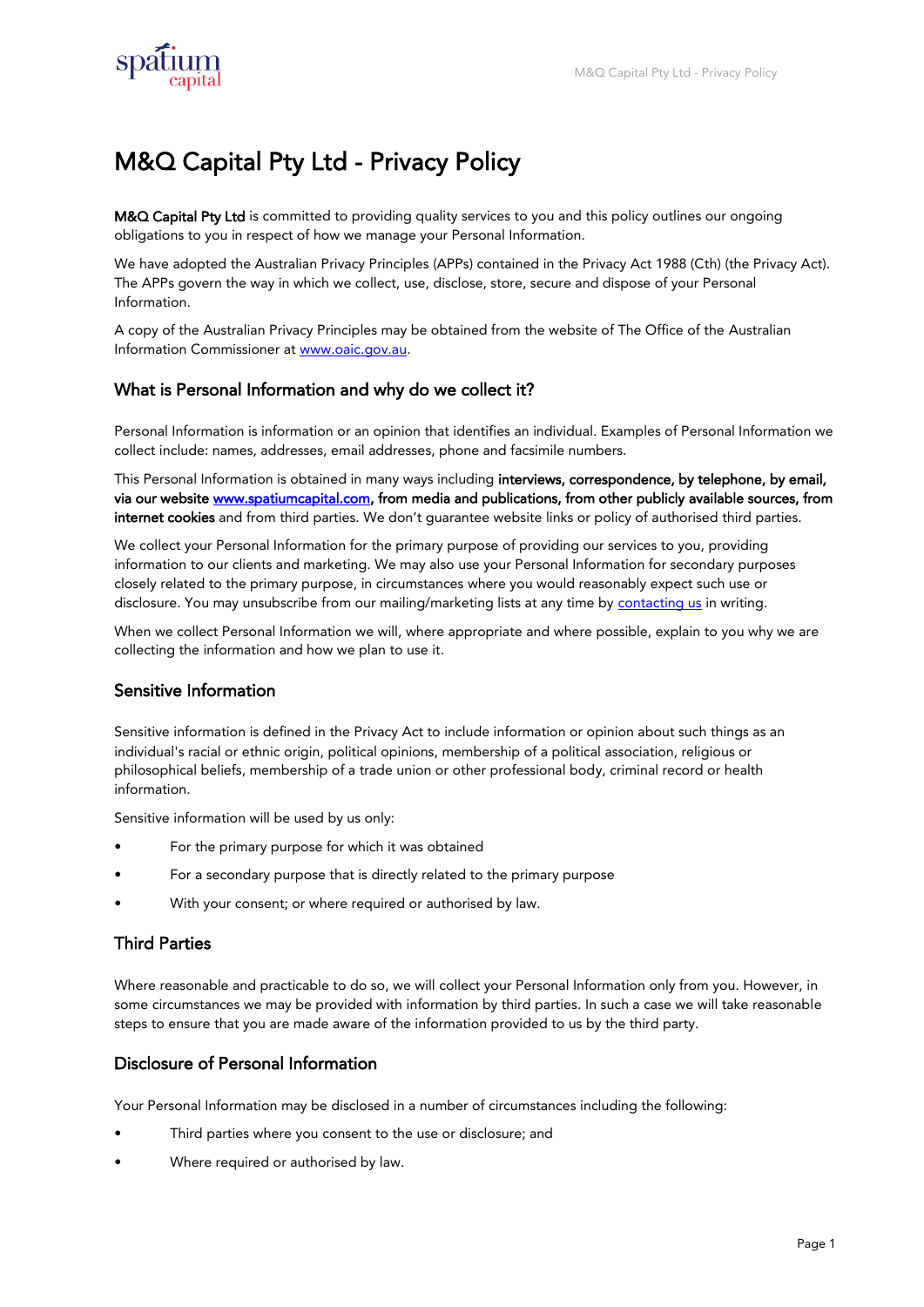# M&Q Capital Pty Ltd - Privacy Policy

**M&Q Capital Pty Ltd** is committed to providing quality services to you and this policy outlines our ongoing obligations to you in respect of how we manage your Personal Information.

We have adopted the Australian Privacy Principles (APPs) contained in the Privacy Act 1988 (Cth) (the Privacy Act). The APPs govern the way in which we collect, use, disclose, store, secure and dispose of your Personal Information.

A copy of the Australian Privacy Principles may be obtained from the website of The Office of the Australian Information Commissioner at [www.oaic.gov.au](http://www.oaic.gov.au).

## What is Personal Information and why do we collect it?

Personal Information is information or an opinion that identifies an individual. Examples of Personal Information we collect include: names, addresses, email addresses, phone and facsimile numbers.

This Personal Information is obtained in many ways including **interviews, correspondence, by telephone, by email, via our website [www.spatiumcapital.com](http://www.spatiumcapital.com), from media and publications, from other publicly available sources, from internet cookies** and from third parties. We don't guarantee website links or policy of authorised third parties.

We collect your Personal Information for the primary purpose of providing our services to you, providing information to our clients and marketing. We may also use your Personal Information for secondary purposes closely related to the primary purpose, in circumstances where you would reasonably expect such use or disclosure. You may unsubscribe from our mailing/marketing lists at any time by contacting us in writing.

When we collect Personal Information we will, where appropriate and where possible, explain to you why we are collecting the information and how we plan to use it.

## Sensitive Information

Sensitive information is defined in the Privacy Act to include information or opinion about such things as an individual's racial or ethnic origin, political opinions, membership of a political association, religious or philosophical beliefs, membership of a trade union or other professional body, criminal record or health information.

Sensitive information will be used by us only:

- For the primary purpose for which it was obtained
- For a secondary purpose that is directly related to the primary purpose
- With your consent; or where required or authorised by law.

## Third Parties

Where reasonable and practicable to do so, we will collect your Personal Information only from you. However, in some circumstances we may be provided with information by third parties. In such a case we will take reasonable steps to ensure that you are made aware of the information provided to us by the third party.

## Disclosure of Personal Information

Your Personal Information may be disclosed in a number of circumstances including the following:

- Third parties where you consent to the use or disclosure; and
- Where required or authorised by law.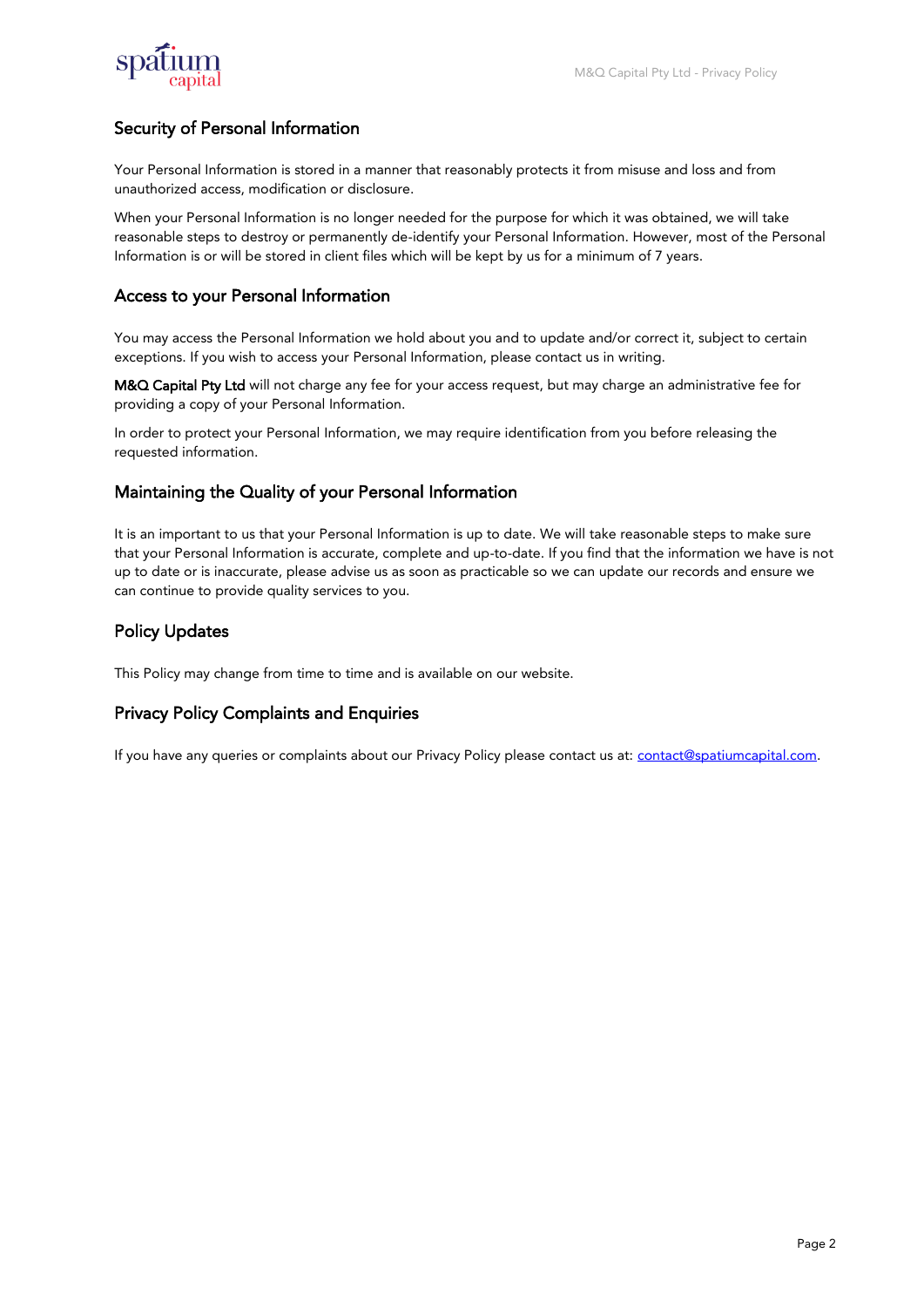## Security of Personal Information

Your Personal Information is stored in a manner that reasonably protects it from misuse and loss and from unauthorized access, modification or disclosure.

When your Personal Information is no longer needed for the purpose for which it was obtained, we will take reasonable steps to destroy or permanently de-identify your Personal Information. However, most of the Personal Information is or will be stored in client files which will be kept by us for a minimum of 7 years.

## Access to your Personal Information

You may access the Personal Information we hold about you and to update and/or correct it, subject to certain exceptions. If you wish to access your Personal Information, please contact us in writing.

**M&Q Capital Pty Ltd** will not charge any fee for your access request, but may charge an administrative fee for providing a copy of your Personal Information.

In order to protect your Personal Information, we may require identification from you before releasing the requested information.

## Maintaining the Quality of your Personal Information

It is an important to us that your Personal Information is up to date. We will take reasonable steps to make sure that your Personal Information is accurate, complete and up-to-date. If you find that the information we have is not up to date or is inaccurate, please advise us as soon as practicable so we can update our records and ensure we can continue to provide quality services to you.

## Policy Updates

This Policy may change from time to time and is available on our website.

## Privacy Policy Complaints and Enquiries

If you have any queries or complaints about our Privacy Policy please contact us at: contact@spatiumcapital.com.